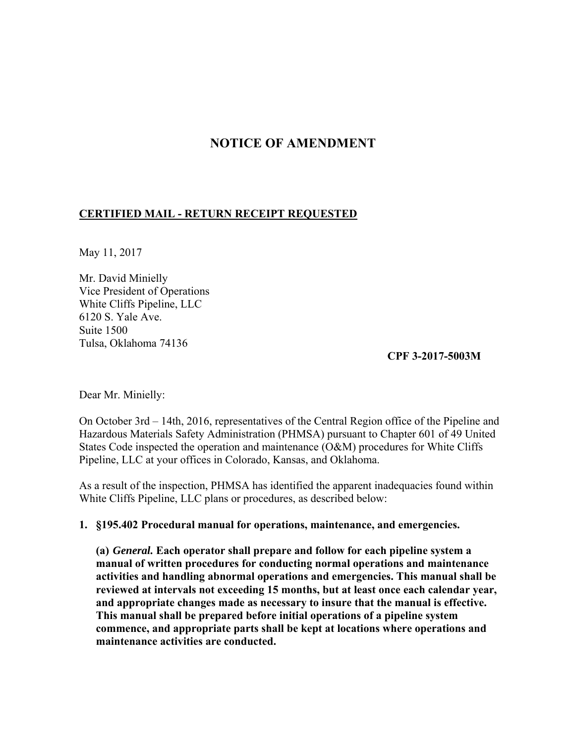# NOTICE OF AMENDMENT

**CERTIFIED MAIL - RETURN RECEIPT REQUESTED**

May 11, 2017

Mr. David Minielly
Vice President of Operations
White Cliffs Pipeline, LLC
6120 S. Yale Ave.
Suite 1500
Tulsa, Oklahoma 74136

**CPF 3-2017-5003M**

Dear Mr. Minielly:

On October 3rd – 14th, 2016, representatives of the Central Region office of the Pipeline and Hazardous Materials Safety Administration (PHMSA) pursuant to Chapter 601 of 49 United States Code inspected the operation and maintenance (O&M) procedures for White Cliffs Pipeline, LLC at your offices in Colorado, Kansas, and Oklahoma.

As a result of the inspection, PHMSA has identified the apparent inadequacies found within White Cliffs Pipeline, LLC plans or procedures, as described below:

1. **§195.402 Procedural manual for operations, maintenance, and emergencies.**

   **(a)** ***General.*** **Each operator shall prepare and follow for each pipeline system a manual of written procedures for conducting normal operations and maintenance activities and handling abnormal operations and emergencies. This manual shall be reviewed at intervals not exceeding 15 months, but at least once each calendar year, and appropriate changes made as necessary to insure that the manual is effective. This manual shall be prepared before initial operations of a pipeline system commence, and appropriate parts shall be kept at locations where operations and maintenance activities are conducted.**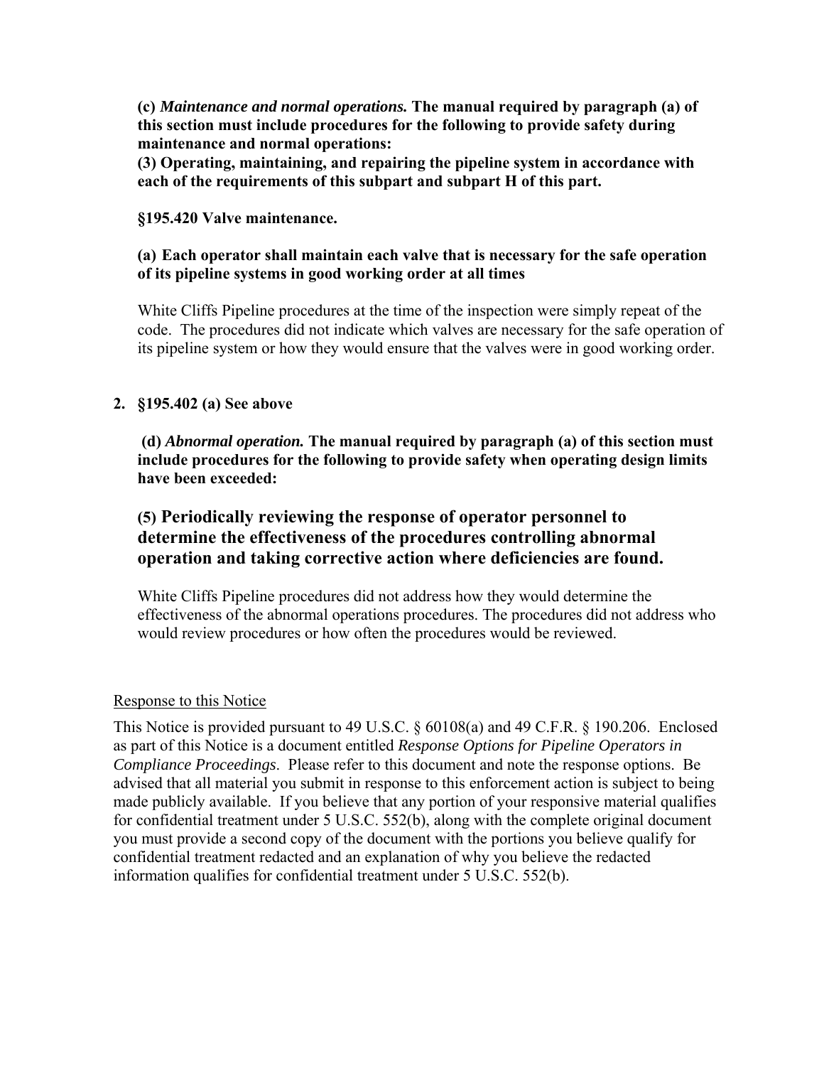**(c)** ***Maintenance and normal operations.*** **The manual required by paragraph (a) of this section must include procedures for the following to provide safety during maintenance and normal operations:**

**(3) Operating, maintaining, and repairing the pipeline system in accordance with each of the requirements of this subpart and subpart H of this part.**

**§195.420 Valve maintenance.**

**(a) Each operator shall maintain each valve that is necessary for the safe operation of its pipeline systems in good working order at all times**

White Cliffs Pipeline procedures at the time of the inspection were simply repeat of the code. The procedures did not indicate which valves are necessary for the safe operation of its pipeline system or how they would ensure that the valves were in good working order.

2. **§195.402 (a) See above**

**(d)** ***Abnormal operation.*** **The manual required by paragraph (a) of this section must include procedures for the following to provide safety when operating design limits have been exceeded:**

**(5) Periodically reviewing the response of operator personnel to determine the effectiveness of the procedures controlling abnormal operation and taking corrective action where deficiencies are found.**

White Cliffs Pipeline procedures did not address how they would determine the effectiveness of the abnormal operations procedures. The procedures did not address who would review procedures or how often the procedures would be reviewed.

Response to this Notice

This Notice is provided pursuant to 49 U.S.C. § 60108(a) and 49 C.F.R. § 190.206. Enclosed as part of this Notice is a document entitled *Response Options for Pipeline Operators in Compliance Proceedings*. Please refer to this document and note the response options. Be advised that all material you submit in response to this enforcement action is subject to being made publicly available. If you believe that any portion of your responsive material qualifies for confidential treatment under 5 U.S.C. 552(b), along with the complete original document you must provide a second copy of the document with the portions you believe qualify for confidential treatment redacted and an explanation of why you believe the redacted information qualifies for confidential treatment under 5 U.S.C. 552(b).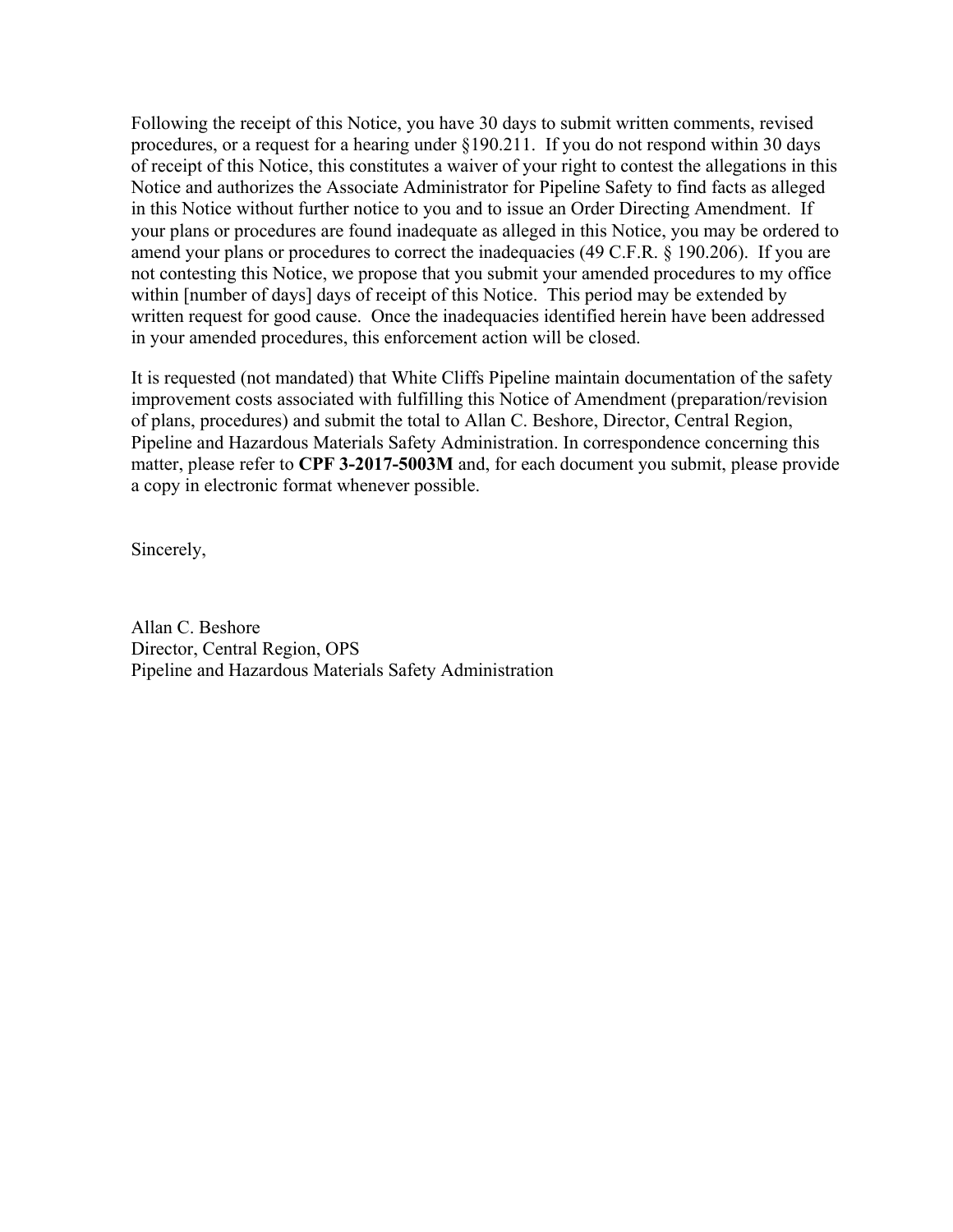Following the receipt of this Notice, you have 30 days to submit written comments, revised procedures, or a request for a hearing under §190.211. If you do not respond within 30 days of receipt of this Notice, this constitutes a waiver of your right to contest the allegations in this Notice and authorizes the Associate Administrator for Pipeline Safety to find facts as alleged in this Notice without further notice to you and to issue an Order Directing Amendment. If your plans or procedures are found inadequate as alleged in this Notice, you may be ordered to amend your plans or procedures to correct the inadequacies (49 C.F.R. § 190.206). If you are not contesting this Notice, we propose that you submit your amended procedures to my office within [number of days] days of receipt of this Notice. This period may be extended by written request for good cause. Once the inadequacies identified herein have been addressed in your amended procedures, this enforcement action will be closed.

It is requested (not mandated) that White Cliffs Pipeline maintain documentation of the safety improvement costs associated with fulfilling this Notice of Amendment (preparation/revision of plans, procedures) and submit the total to Allan C. Beshore, Director, Central Region, Pipeline and Hazardous Materials Safety Administration. In correspondence concerning this matter, please refer to **CPF 3-2017-5003M** and, for each document you submit, please provide a copy in electronic format whenever possible.

Sincerely,

Allan C. Beshore
Director, Central Region, OPS
Pipeline and Hazardous Materials Safety Administration